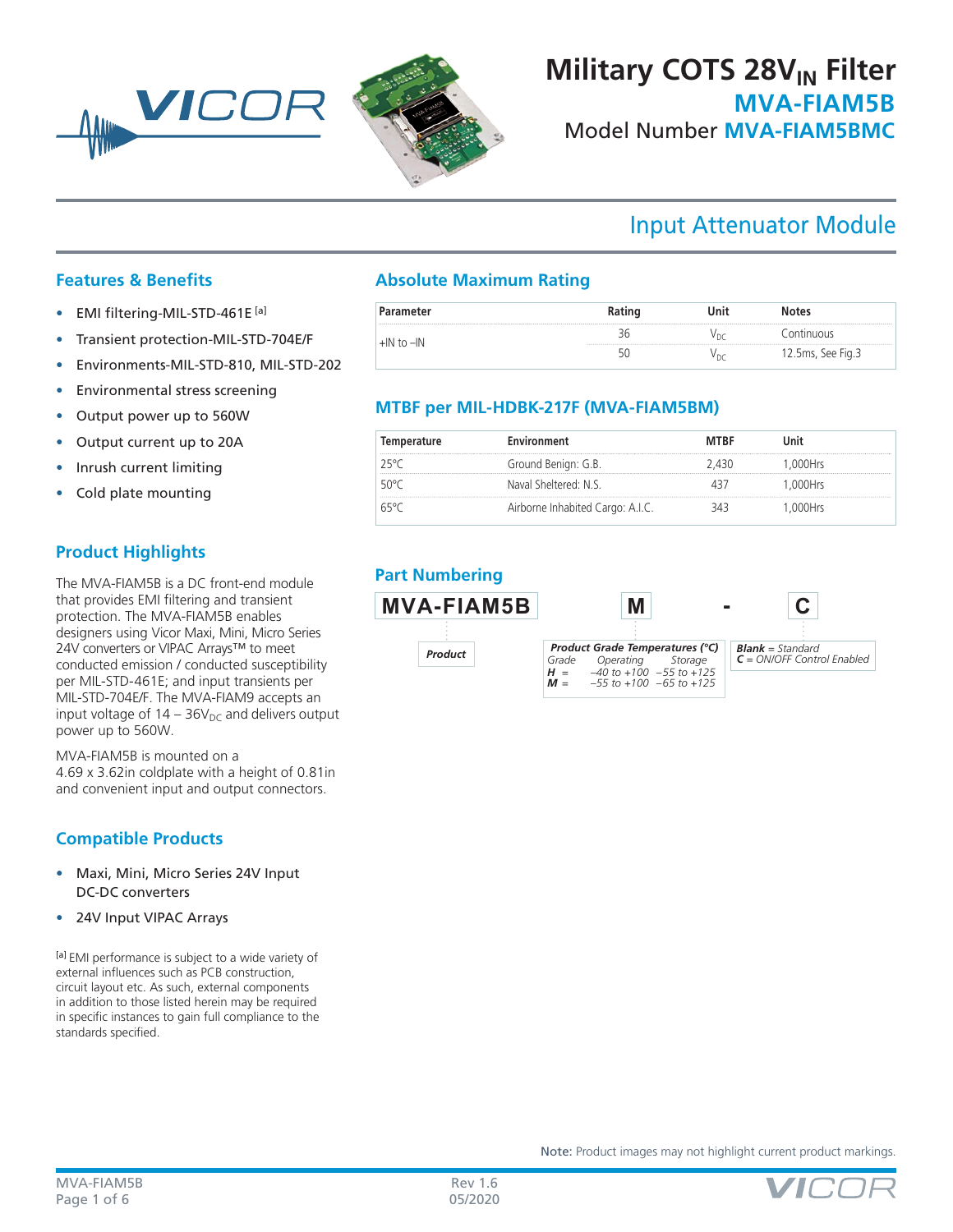# Military COTS $28V_{IN}$ Filter

## MVA-FIAM5B

Model Number **MVA-FIAM5BMC**

## Input Attenuator Module

## Features & Benefits

- EMI filtering-MIL-STD-461E [a]
- Transient protection-MIL-STD-704E/F
- Environments-MIL-STD-810, MIL-STD-202
- Environmental stress screening
- Output power up to 560W
- Output current up to 20A
- Inrush current limiting
- Cold plate mounting

## Product Highlights

The MVA-FIAM5B is a DC front-end module that provides EMI filtering and transient protection. The MVA-FIAM5B enables designers using Vicor Maxi, Mini, Micro Series 24V converters or VIPAC Arrays™ to meet conducted emission / conducted susceptibility per MIL-STD-461E; and input transients per MIL-STD-704E/F. The MVA-FIAM9 accepts an input voltage of 14 – $36V_{DC}$ and delivers output power up to 560W.

MVA-FIAM5B is mounted on a 4.69 x 3.62in coldplate with a height of 0.81in and convenient input and output connectors.

## Compatible Products

- Maxi, Mini, Micro Series 24V Input DC-DC converters
- 24V Input VIPAC Arrays

[a] EMI performance is subject to a wide variety of external influences such as PCB construction, circuit layout etc. As such, external components in addition to those listed herein may be required in specific instances to gain full compliance to the standards specified.

## Absolute Maximum Rating

| Parameter | Rating | Unit | Notes |
|---|---|---|---|
| +IN to –IN | 36 | $V_{DC}$ | Continuous |
| | 50 | $V_{DC}$ | 12.5ms, See Fig.3 |

## MTBF per MIL-HDBK-217F (MVA-FIAM5BM)

| Temperature | Environment | MTBF | Unit |
|---|---|---|---|
| 25°C | Ground Benign: G.B. | 2,430 | 1,000Hrs |
| 50°C | Naval Sheltered: N.S. | 437 | 1,000Hrs |
| 65°C | Airborne Inhabited Cargo: A.I.C. | 343 | 1,000Hrs |

## Part Numbering

**MVA-FIAM5B** &nbsp; **M** &nbsp; - &nbsp; **C**

*Product*

*Product Grade Temperatures (°C)*

| Grade | Operating | Storage |
|---|---|---|
| H = | –40 to +100 | –55 to +125 |
| M = | –55 to +100 | –65 to +125 |

*Blank = Standard*
*C = ON/OFF Control Enabled*

Note: Product images may not highlight current product markings.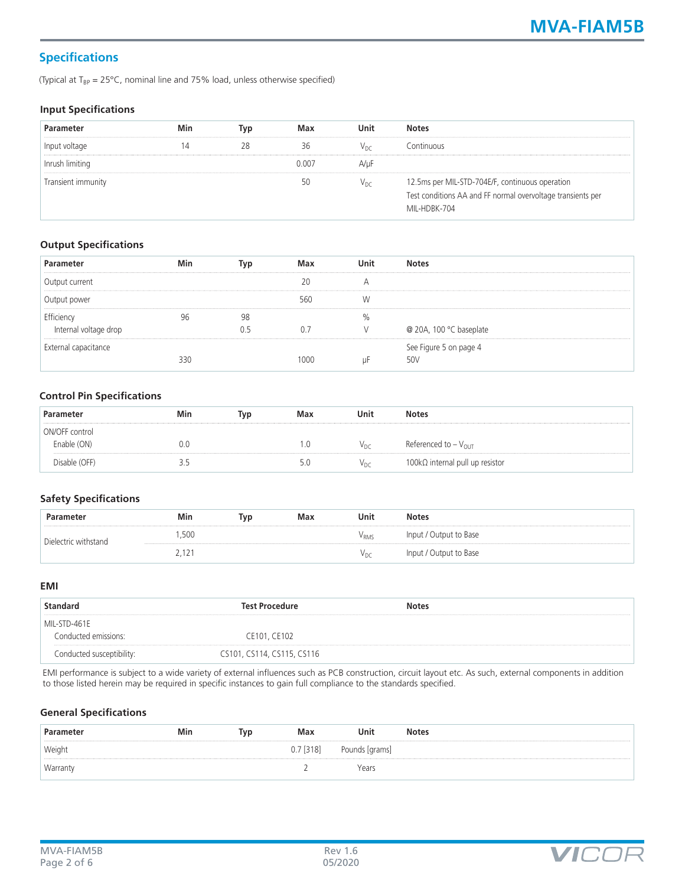## Specifications

(Typical at $T_{BP}$ = 25°C, nominal line and 75% load, unless otherwise specified)

### Input Specifications

| Parameter | Min | Typ | Max | Unit | Notes |
|---|---|---|---|---|---|
| Input voltage | 14 | 28 | 36 | $V_{DC}$ | Continuous |
| Inrush limiting | | | 0.007 | A/µF | |
| Transient immunity | | | 50 | $V_{DC}$ | 12.5ms per MIL-STD-704E/F, continuous operation<br>Test conditions AA and FF normal overvoltage transients per MIL-HDBK-704 |

### Output Specifications

| Parameter | Min | Typ | Max | Unit | Notes |
|---|---|---|---|---|---|
| Output current | | | 20 | A | |
| Output power | | | 560 | W | |
| Efficiency | 96 | 98 | | % | |
| Internal voltage drop | | 0.5 | 0.7 | V | @ 20A, 100 °C baseplate |
| External capacitance | 330 | | 1000 | µF | See Figure 5 on page 4<br>50V |

### Control Pin Specifications

| Parameter | Min | Typ | Max | Unit | Notes |
|---|---|---|---|---|---|
| ON/OFF control | | | | | |
| Enable (ON) | 0.0 | | 1.0 | $V_{DC}$ | Referenced to – $V_{OUT}$ |
| Disable (OFF) | 3.5 | | 5.0 | $V_{DC}$ | 100kΩ internal pull up resistor |

### Safety Specifications

| Parameter | Min | Typ | Max | Unit | Notes |
|---|---|---|---|---|---|
| Dielectric withstand | 1,500 | | | $V_{RMS}$ | Input / Output to Base |
| | 2,121 | | | $V_{DC}$ | Input / Output to Base |

### EMI

| Standard | Test Procedure | Notes |
|---|---|---|
| MIL-STD-461E | | |
| Conducted emissions: | CE101, CE102 | |
| Conducted susceptibility: | CS101, CS114, CS115, CS116 | |

EMI performance is subject to a wide variety of external influences such as PCB construction, circuit layout etc. As such, external components in addition to those listed herein may be required in specific instances to gain full compliance to the standards specified.

### General Specifications

| Parameter | Min | Typ | Max | Unit | Notes |
|---|---|---|---|---|---|
| Weight | | | 0.7 [318] | Pounds [grams] | |
| Warranty | | | 2 | Years | |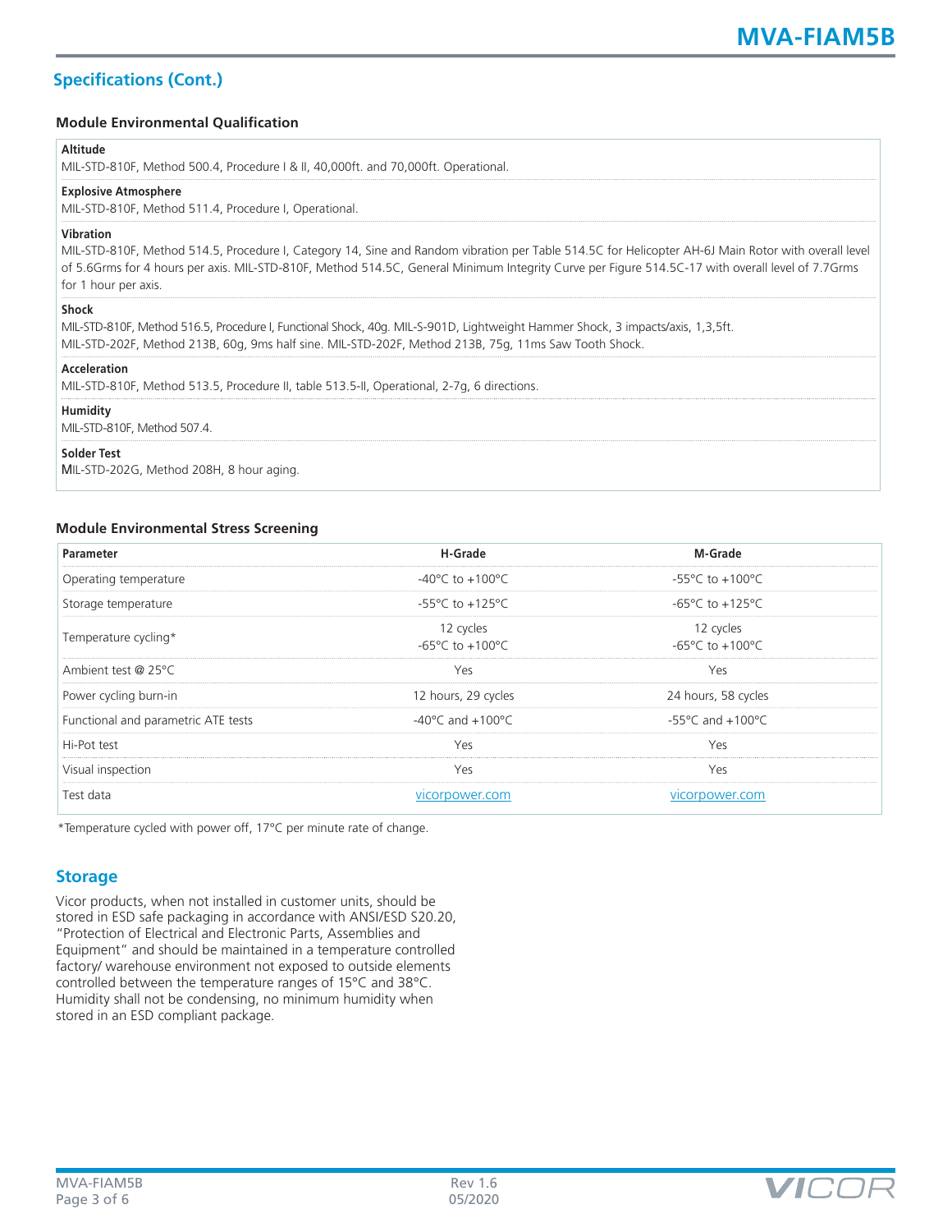## Specifications (Cont.)

### Module Environmental Qualification

**Altitude**
MIL-STD-810F, Method 500.4, Procedure I & II, 40,000ft. and 70,000ft. Operational.

**Explosive Atmosphere**
MIL-STD-810F, Method 511.4, Procedure I, Operational.

**Vibration**
MIL-STD-810F, Method 514.5, Procedure I, Category 14, Sine and Random vibration per Table 514.5C for Helicopter AH-6J Main Rotor with overall level of 5.6Grms for 4 hours per axis. MIL-STD-810F, Method 514.5C, General Minimum Integrity Curve per Figure 514.5C-17 with overall level of 7.7Grms for 1 hour per axis.

**Shock**
MIL-STD-810F, Method 516.5, Procedure I, Functional Shock, 40g. MIL-S-901D, Lightweight Hammer Shock, 3 impacts/axis, 1,3,5ft.
MIL-STD-202F, Method 213B, 60g, 9ms half sine. MIL-STD-202F, Method 213B, 75g, 11ms Saw Tooth Shock.

**Acceleration**
MIL-STD-810F, Method 513.5, Procedure II, table 513.5-II, Operational, 2-7g, 6 directions.

**Humidity**
MIL-STD-810F, Method 507.4.

**Solder Test**
MIL-STD-202G, Method 208H, 8 hour aging.

### Module Environmental Stress Screening

| Parameter | H-Grade | M-Grade |
|---|---|---|
| Operating temperature | -40°C to +100°C | -55°C to +100°C |
| Storage temperature | -55°C to +125°C | -65°C to +125°C |
| Temperature cycling* | 12 cycles<br>-65°C to +100°C | 12 cycles<br>-65°C to +100°C |
| Ambient test @ 25°C | Yes | Yes |
| Power cycling burn-in | 12 hours, 29 cycles | 24 hours, 58 cycles |
| Functional and parametric ATE tests | -40°C and +100°C | -55°C and +100°C |
| Hi-Pot test | Yes | Yes |
| Visual inspection | Yes | Yes |
| Test data | vicorpower.com | vicorpower.com |

*Temperature cycled with power off, 17°C per minute rate of change.

## Storage

Vicor products, when not installed in customer units, should be stored in ESD safe packaging in accordance with ANSI/ESD S20.20, "Protection of Electrical and Electronic Parts, Assemblies and Equipment" and should be maintained in a temperature controlled factory/ warehouse environment not exposed to outside elements controlled between the temperature ranges of 15°C and 38°C. Humidity shall not be condensing, no minimum humidity when stored in an ESD compliant package.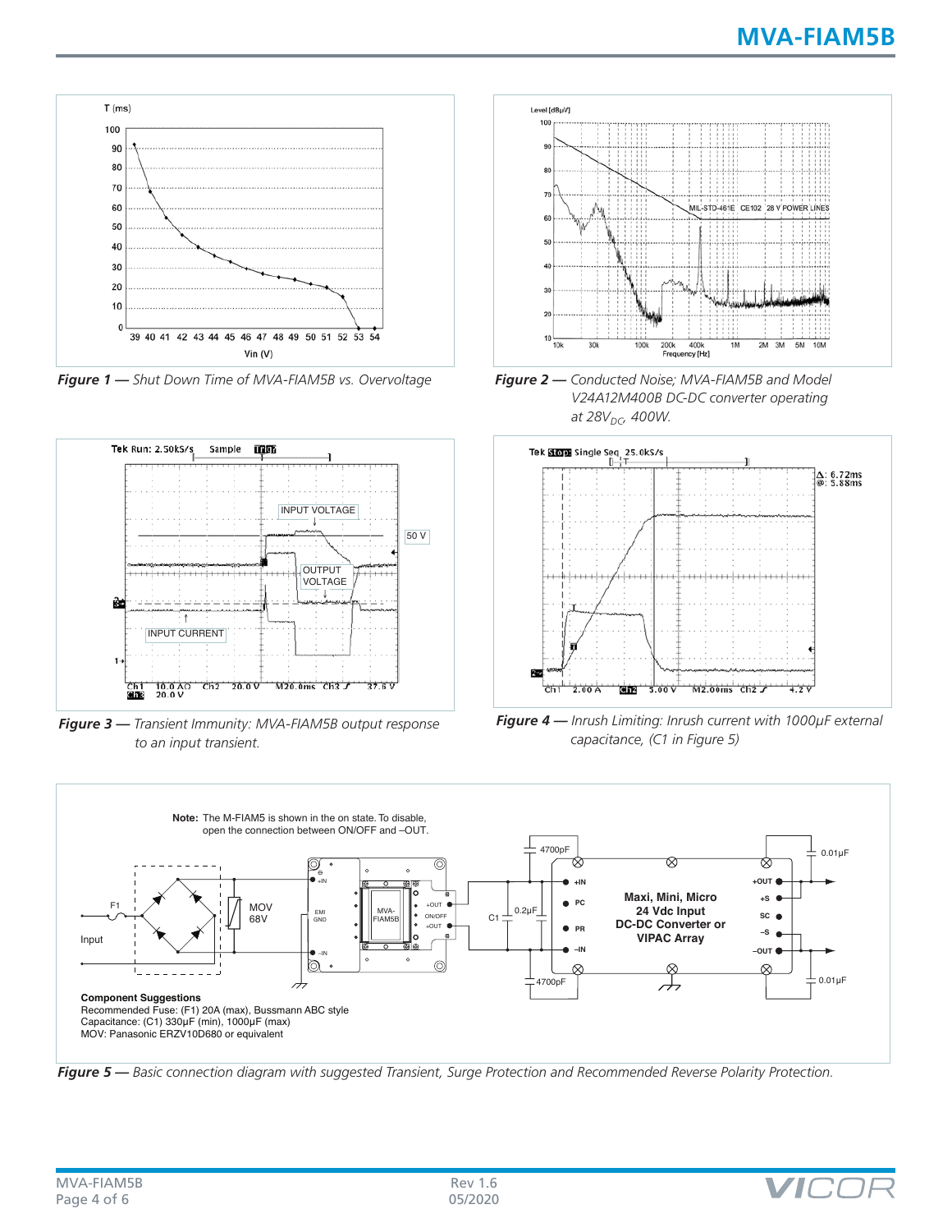**Figure 1 —** *Shut Down Time of MVA-FIAM5B vs. Overvoltage*

**Figure 2 —** *Conducted Noise; MVA-FIAM5B and Model V24A12M400B DC-DC converter operating at 28$V_{DC}$, 400W.*

**Figure 3 —** *Transient Immunity: MVA-FIAM5B output response to an input transient.*

**Figure 4 —** *Inrush Limiting: Inrush current with 1000µF external capacitance, (C1 in Figure 5)*

**Note:** The M-FIAM5 is shown in the on state. To disable, open the connection between ON/OFF and –OUT.

**Component Suggestions**
Recommended Fuse: (F1) 20A (max), Bussmann ABC style
Capacitance: (C1) 330µF (min), 1000µF (max)
MOV: Panasonic ERZV10D680 or equivalent

**Figure 5 —** *Basic connection diagram with suggested Transient, Surge Protection and Recommended Reverse Polarity Protection.*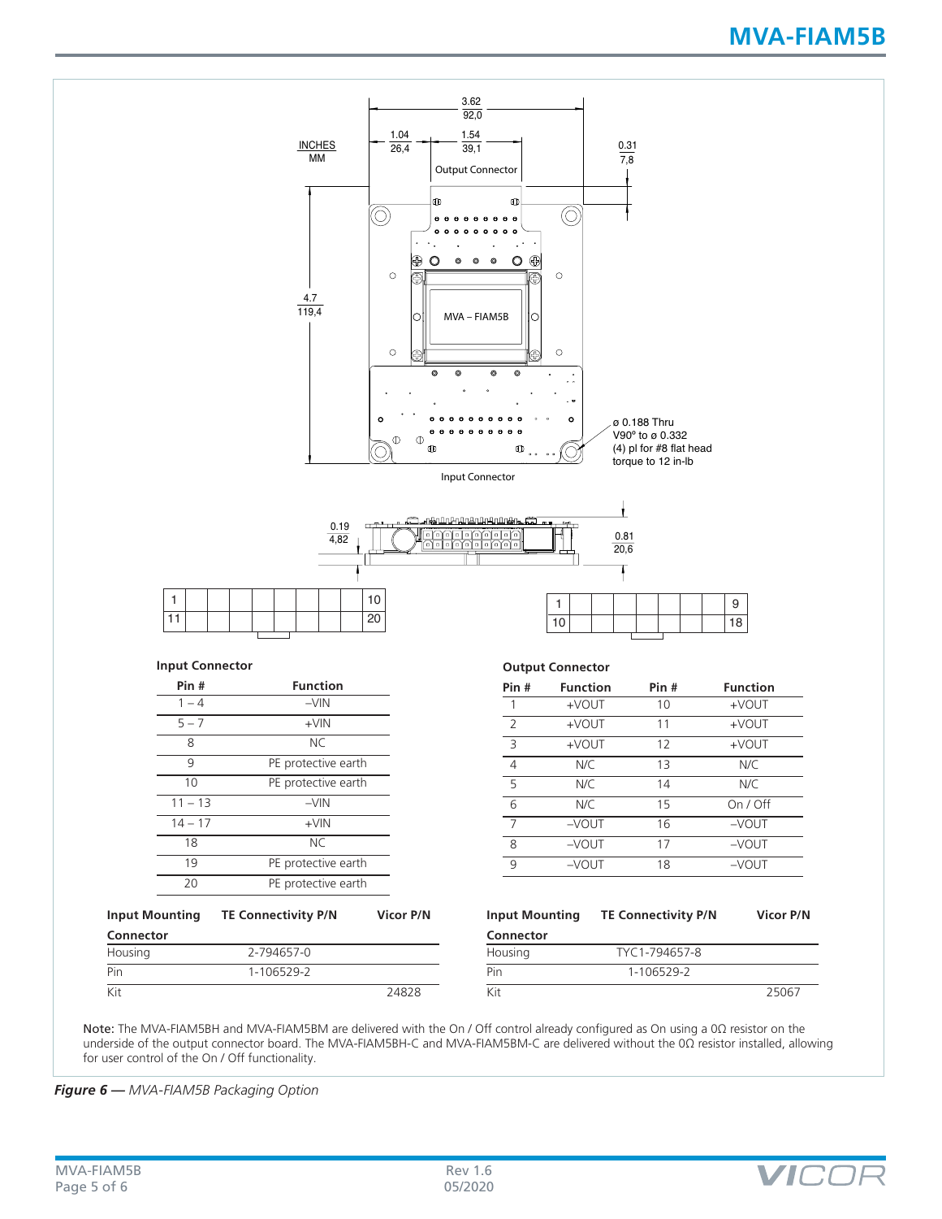INCHES
MM

3.62 / 92,0

1.04 / 26,4

1.54 / 39,1

0.31 / 7,8

Output Connector

4.7 / 119,4

MVA – FIAM5B

ø 0.188 Thru
V90° to ø 0.332
(4) pl for #8 flat head
torque to 12 in-lb

Input Connector

0.19 / 4,82

0.81 / 20,6

| 1 | | | | | | | | | 10 |
|---|---|---|---|---|---|---|---|---|---|
| 11 | | | | | | | | | 20 |

| 1 | | | | | | | | 9 |
|---|---|---|---|---|---|---|---|---|
| 10 | | | | | | | | 18 |

**Input Connector**

| Pin # | Function |
|---|---|
| 1 – 4 | –VIN |
| 5 – 7 | +VIN |
| 8 | NC |
| 9 | PE protective earth |
| 10 | PE protective earth |
| 11 – 13 | –VIN |
| 14 – 17 | +VIN |
| 18 | NC |
| 19 | PE protective earth |
| 20 | PE protective earth |

**Output Connector**

| Pin # | Function | Pin # | Function |
|---|---|---|---|
| 1 | +VOUT | 10 | +VOUT |
| 2 | +VOUT | 11 | +VOUT |
| 3 | +VOUT | 12 | +VOUT |
| 4 | N/C | 13 | N/C |
| 5 | N/C | 14 | N/C |
| 6 | N/C | 15 | On / Off |
| 7 | –VOUT | 16 | –VOUT |
| 8 | –VOUT | 17 | –VOUT |
| 9 | –VOUT | 18 | –VOUT |

| Input Mounting Connector | TE Connectivity P/N | Vicor P/N |
|---|---|---|
| Housing | 2-794657-0 | |
| Pin | 1-106529-2 | |
| Kit | | 24828 |

| Input Mounting Connector | TE Connectivity P/N | Vicor P/N |
|---|---|---|
| Housing | TYC1-794657-8 | |
| Pin | 1-106529-2 | |
| Kit | | 25067 |

Note: The MVA-FIAM5BH and MVA-FIAM5BM are delivered with the On / Off control already configured as On using a 0Ω resistor on the underside of the output connector board. The MVA-FIAM5BH-C and MVA-FIAM5BM-C are delivered without the 0Ω resistor installed, allowing for user control of the On / Off functionality.

***Figure 6** — MVA-FIAM5B Packaging Option*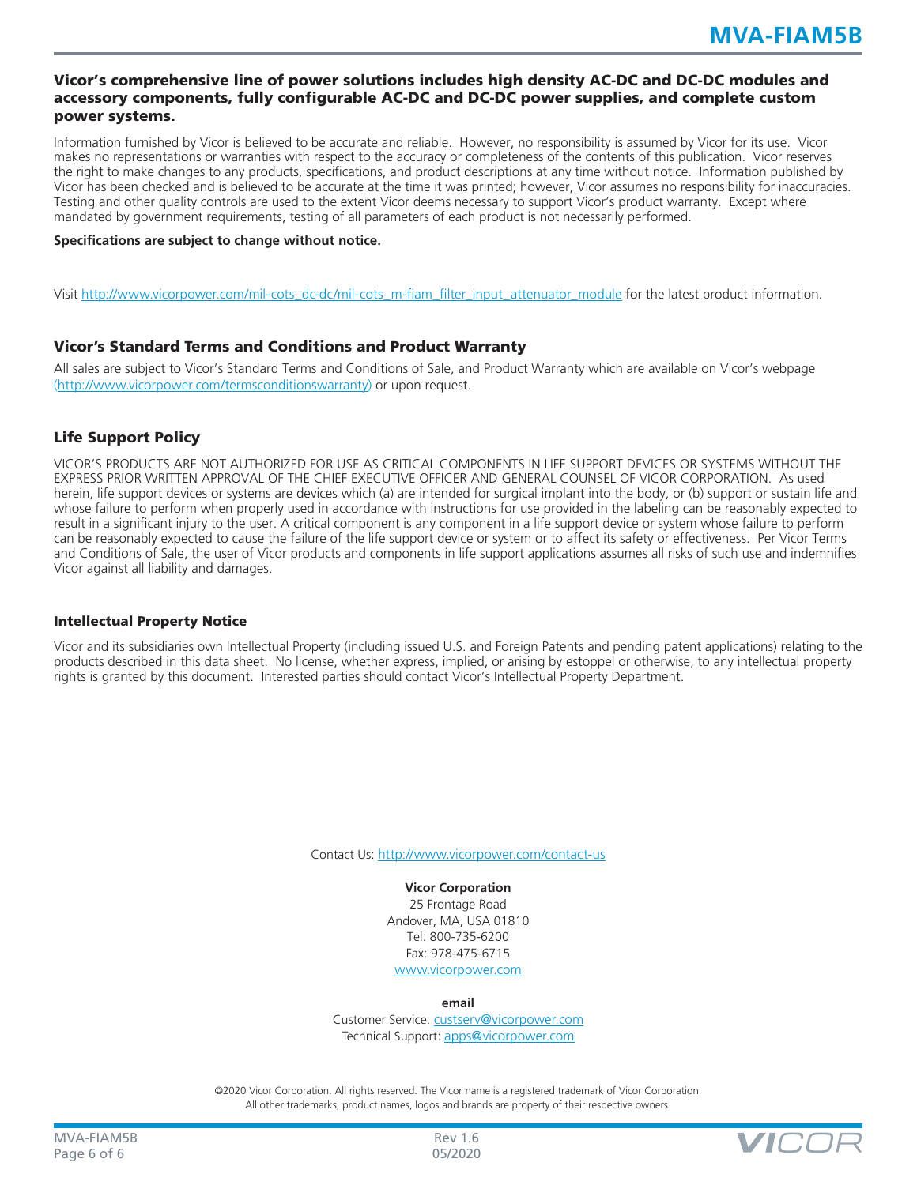### Vicor's comprehensive line of power solutions includes high density AC-DC and DC-DC modules and accessory components, fully configurable AC-DC and DC-DC power supplies, and complete custom power systems.

Information furnished by Vicor is believed to be accurate and reliable. However, no responsibility is assumed by Vicor for its use. Vicor makes no representations or warranties with respect to the accuracy or completeness of the contents of this publication. Vicor reserves the right to make changes to any products, specifications, and product descriptions at any time without notice. Information published by Vicor has been checked and is believed to be accurate at the time it was printed; however, Vicor assumes no responsibility for inaccuracies. Testing and other quality controls are used to the extent Vicor deems necessary to support Vicor's product warranty. Except where mandated by government requirements, testing of all parameters of each product is not necessarily performed.

**Specifications are subject to change without notice.**

Visit http://www.vicorpower.com/mil-cots_dc-dc/mil-cots_m-fiam_filter_input_attenuator_module for the latest product information.

### Vicor's Standard Terms and Conditions and Product Warranty

All sales are subject to Vicor's Standard Terms and Conditions of Sale, and Product Warranty which are available on Vicor's webpage (http://www.vicorpower.com/termsconditionswarranty) or upon request.

### Life Support Policy

VICOR'S PRODUCTS ARE NOT AUTHORIZED FOR USE AS CRITICAL COMPONENTS IN LIFE SUPPORT DEVICES OR SYSTEMS WITHOUT THE EXPRESS PRIOR WRITTEN APPROVAL OF THE CHIEF EXECUTIVE OFFICER AND GENERAL COUNSEL OF VICOR CORPORATION. As used herein, life support devices or systems are devices which (a) are intended for surgical implant into the body, or (b) support or sustain life and whose failure to perform when properly used in accordance with instructions for use provided in the labeling can be reasonably expected to result in a significant injury to the user. A critical component is any component in a life support device or system whose failure to perform can be reasonably expected to cause the failure of the life support device or system or to affect its safety or effectiveness. Per Vicor Terms and Conditions of Sale, the user of Vicor products and components in life support applications assumes all risks of such use and indemnifies Vicor against all liability and damages.

#### Intellectual Property Notice

Vicor and its subsidiaries own Intellectual Property (including issued U.S. and Foreign Patents and pending patent applications) relating to the products described in this data sheet. No license, whether express, implied, or arising by estoppel or otherwise, to any intellectual property rights is granted by this document. Interested parties should contact Vicor's Intellectual Property Department.

Contact Us: http://www.vicorpower.com/contact-us

**Vicor Corporation**
25 Frontage Road
Andover, MA, USA 01810
Tel: 800-735-6200
Fax: 978-475-6715
www.vicorpower.com

**email**
Customer Service: custserv@vicorpower.com
Technical Support: apps@vicorpower.com

©2020 Vicor Corporation. All rights reserved. The Vicor name is a registered trademark of Vicor Corporation.
All other trademarks, product names, logos and brands are property of their respective owners.